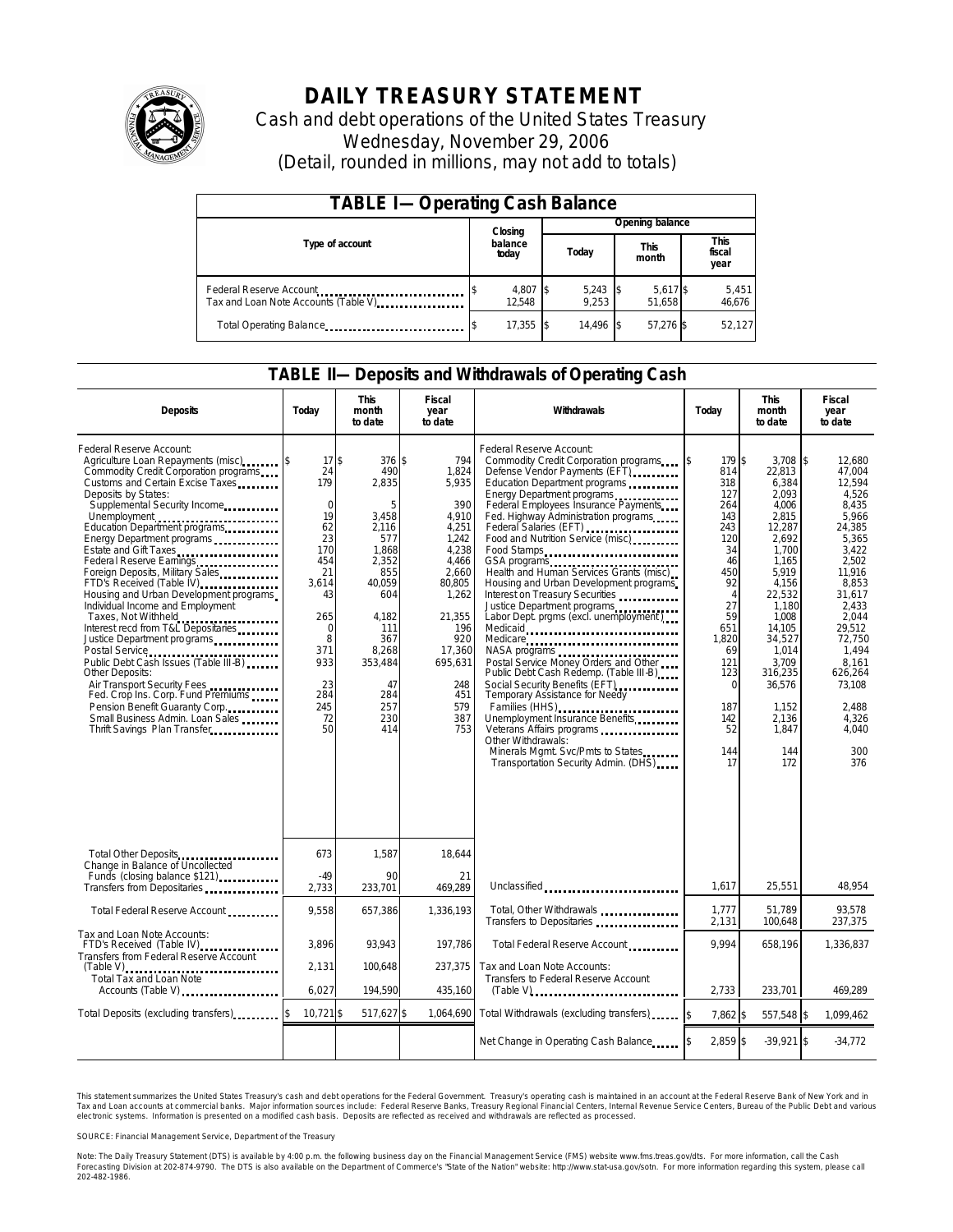# DAILY TREASURY STATEMENT

Cash and debt operations of the United States Treasury

Wednesday, November 29, 2006

(Detail, rounded in millions, may not add to totals)

## TABLE I—Operating Cash Balance

| Type of account | Closing balance today | Opening balance Today | Opening balance This month | Opening balance This fiscal year |
|---|---|---|---|---|
| Federal Reserve Account | $ 4,807 | $ 5,243 | $ 5,617 | $ 5,451 |
| Tax and Loan Note Accounts (Table V) | 12,548 | 9,253 | 51,658 | 46,676 |
| Total Operating Balance | $ 17,355 | $ 14,496 | $ 57,276 | $ 52,127 |

## TABLE II—Deposits and Withdrawals of Operating Cash

| Deposits | Today | This month to date | Fiscal year to date |
|---|---|---|---|
| Federal Reserve Account: | | | |
| Agriculture Loan Repayments (misc) | $ 17 | $ 376 | $ 794 |
| Commodity Credit Corporation programs | 24 | 490 | 1,824 |
| Customs and Certain Excise Taxes | 179 | 2,835 | 5,935 |
| Deposits by States: | | | |
| Supplemental Security Income | 0 | 5 | 390 |
| Unemployment | 19 | 3,458 | 4,910 |
| Education Department programs | 62 | 2,116 | 4,251 |
| Energy Department programs | 23 | 577 | 1,242 |
| Estate and Gift Taxes | 170 | 1,868 | 4,238 |
| Federal Reserve Earnings | 454 | 2,352 | 4,466 |
| Foreign Deposits, Military Sales | 21 | 855 | 2,660 |
| FTD's Received (Table IV) | 3,614 | 40,059 | 80,805 |
| Housing and Urban Development programs | 43 | 604 | 1,262 |
| Individual Income and Employment Taxes, Not Withheld | 265 | 4,182 | 21,355 |
| Interest recd from T&L Depositaries | 0 | 111 | 196 |
| Justice Department programs | 8 | 367 | 920 |
| Postal Service | 371 | 8,268 | 17,360 |
| Public Debt Cash Issues (Table III-B) | 933 | 353,484 | 695,631 |
| Other Deposits: | | | |
| Air Transport Security Fees | 23 | 47 | 248 |
| Fed. Crop Ins. Corp. Fund Premiums | 284 | 284 | 451 |
| Pension Benefit Guaranty Corp. | 245 | 257 | 579 |
| Small Business Admin. Loan Sales | 72 | 230 | 387 |
| Thrift Savings Plan Transfer | 50 | 414 | 753 |
| Total Other Deposits | 673 | 1,587 | 18,644 |
| Change in Balance of Uncollected Funds (closing balance $121) | -49 | 90 | 21 |
| Transfers from Depositaries | 2,733 | 233,701 | 469,289 |
| Total Federal Reserve Account | 9,558 | 657,386 | 1,336,193 |
| Tax and Loan Note Accounts: | | | |
| FTD's Received (Table IV) | 3,896 | 93,943 | 197,786 |
| Transfers from Federal Reserve Account (Table V) | 2,131 | 100,648 | 237,375 |
| Total Tax and Loan Note Accounts (Table V) | 6,027 | 194,590 | 435,160 |
| Total Deposits (excluding transfers) | $ 10,721 | $ 517,627 | $ 1,064,690 |

| Withdrawals | Today | This month to date | Fiscal year to date |
|---|---|---|---|
| Federal Reserve Account: | | | |
| Commodity Credit Corporation programs | $ 179 | $ 3,708 | $ 12,680 |
| Defense Vendor Payments (EFT) | 814 | 22,813 | 47,004 |
| Education Department programs | 318 | 6,384 | 12,594 |
| Energy Department programs | 127 | 2,093 | 4,526 |
| Federal Employees Insurance Payments | 264 | 4,006 | 8,435 |
| Fed. Highway Administration programs | 143 | 2,815 | 5,966 |
| Federal Salaries (EFT) | 243 | 12,287 | 24,385 |
| Food and Nutrition Service (misc) | 120 | 2,692 | 5,365 |
| Food Stamps | 34 | 1,700 | 3,422 |
| GSA programs | 46 | 1,165 | 2,502 |
| Health and Human Services Grants (misc) | 450 | 5,919 | 11,916 |
| Housing and Urban Development programs | 92 | 4,156 | 8,853 |
| Interest on Treasury Securities | 4 | 22,532 | 31,617 |
| Justice Department programs | 27 | 1,180 | 2,433 |
| Labor Dept. prgms (excl. unemployment) | 59 | 1,008 | 2,044 |
| Medicaid | 651 | 14,105 | 29,512 |
| Medicare | 1,820 | 34,527 | 72,750 |
| NASA programs | 69 | 1,014 | 1,494 |
| Postal Service Money Orders and Other | 121 | 3,709 | 8,161 |
| Public Debt Cash Redemp. (Table III-B) | 123 | 316,235 | 626,264 |
| Social Security Benefits (EFT) | 0 | 36,576 | 73,108 |
| Temporary Assistance for Needy Families (HHS) | 187 | 1,152 | 2,488 |
| Unemployment Insurance Benefits | 142 | 2,136 | 4,326 |
| Veterans Affairs programs | 52 | 1,847 | 4,040 |
| Other Withdrawals: | | | |
| Minerals Mgmt. Svc/Pmts to States | 144 | 144 | 300 |
| Transportation Security Admin. (DHS) | 17 | 172 | 376 |
| Unclassified | 1,617 | 25,551 | 48,954 |
| Total, Other Withdrawals | 1,777 | 51,789 | 93,578 |
| Transfers to Depositaries | 2,131 | 100,648 | 237,375 |
| Total Federal Reserve Account | 9,994 | 658,196 | 1,336,837 |
| Tax and Loan Note Accounts: | | | |
| Transfers to Federal Reserve Account (Table V) | 2,733 | 233,701 | 469,289 |
| Total Withdrawals (excluding transfers) | $ 7,862 | $ 557,548 | $ 1,099,462 |
| Net Change in Operating Cash Balance | $ 2,859 | $ -39,921 | $ -34,772 |

This statement summarizes the United States Treasury's cash and debt operations for the Federal Government. Treasury's operating cash is maintained in an account at the Federal Reserve Bank of New York and in Tax and Loan accounts at commercial banks. Major information sources include: Federal Reserve Banks, Treasury Regional Financial Centers, Internal Revenue Service Centers, Bureau of the Public Debt and various electronic systems. Information is presented on a modified cash basis. Deposits are reflected as received and withdrawals are reflected as processed.

SOURCE: Financial Management Service, Department of the Treasury

Note: The Daily Treasury Statement (DTS) is available by 4:00 p.m. the following business day on the Financial Management Service (FMS) website www.fms.treas.gov/dts. For more information, call the Cash Forecasting Division at 202-874-9790. The DTS is also available on the Department of Commerce's "State of the Nation" website: http://www.stat-usa.gov/sotn. For more information regarding this system, please call 202-482-1986.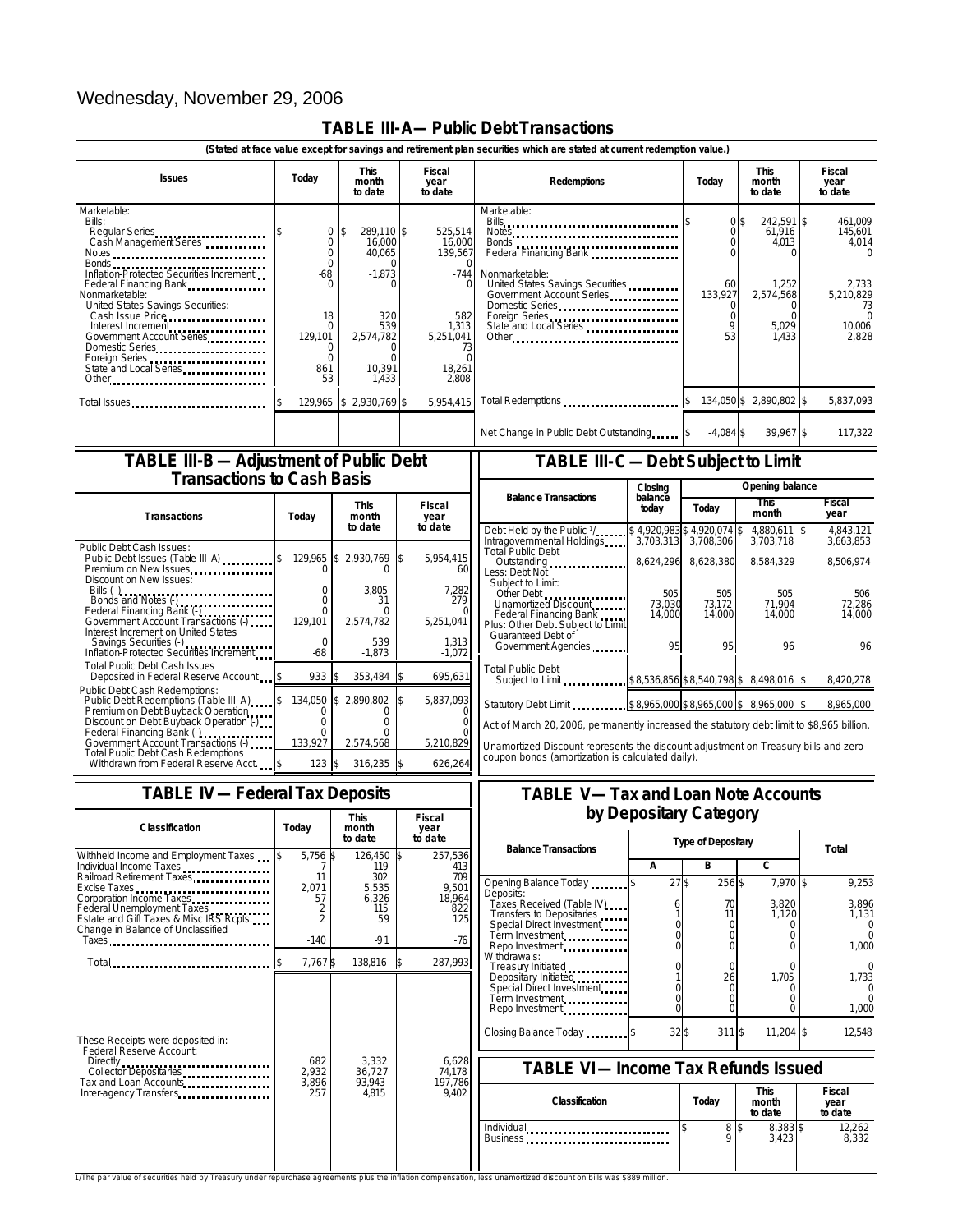Wednesday, November 29, 2006

## TABLE III-A— Public Debt Transactions

(Stated at face value except for savings and retirement plan securities which are stated at current redemption value.)

| Issues | Today | This month to date | Fiscal year to date | Redemptions | Today | This month to date | Fiscal year to date |
|---|---|---|---|---|---|---|---|
| Marketable: | | | | Marketable: | | | |
| Bills: | | | | Bills | $ 0 | $ 242,591 | $ 461,009 |
| Regular Series | $ 0 | $ 289,110 | $ 525,514 | Notes | 0 | 61,916 | 145,601 |
| Cash Management Series | 0 | 16,000 | 16,000 | Bonds | 0 | 4,013 | 4,014 |
| Notes | 0 | 40,065 | 139,567 | Federal Financing Bank | 0 | 0 | 0 |
| Bonds | 0 | 0 | 0 | | | | |
| Inflation-Protected Securities Increment | -68 | -1,873 | -744 | Nonmarketable: | | | |
| Federal Financing Bank | 0 | 0 | 0 | United States Savings Securities | 60 | 1,252 | 2,733 |
| Nonmarketable: | | | | Government Account Series | 133,927 | 2,574,568 | 5,210,829 |
| United States Savings Securities: | | | | Domestic Series | 0 | 0 | 73 |
| Cash Issue Price | 18 | 320 | 582 | Foreign Series | 0 | 0 | 0 |
| Interest Increment | 0 | 539 | 1,313 | State and Local Series | 9 | 5,029 | 10,006 |
| Government Account Series | 129,101 | 2,574,782 | 5,251,041 | Other | 53 | 1,433 | 2,828 |
| Domestic Series | 0 | 0 | 73 | | | | |
| Foreign Series | 0 | 0 | 0 | | | | |
| State and Local Series | 861 | 10,391 | 18,261 | | | | |
| Other | 53 | 1,433 | 2,808 | | | | |
| Total Issues | $ 129,965 | $ 2,930,769 | $ 5,954,415 | Total Redemptions | $ 134,050 | $ 2,890,802 | $ 5,837,093 |
| | | | | Net Change in Public Debt Outstanding | $ -4,084 | $ 39,967 | $ 117,322 |

## TABLE III-B — Adjustment of Public Debt Transactions to Cash Basis

| Transactions | Today | This month to date | Fiscal year to date |
|---|---|---|---|
| Public Debt Cash Issues: | | | |
| Public Debt Issues (Table III-A) | $ 129,965 | $ 2,930,769 | $ 5,954,415 |
| Premium on New Issues | 0 | 0 | 60 |
| Discount on New Issues: | | | |
| Bills (-) | 0 | 3,805 | 7,282 |
| Bonds and Notes (-) | 0 | 31 | 279 |
| Federal Financing Bank (-) | 0 | 0 | 0 |
| Government Account Transactions (-) | 129,101 | 2,574,782 | 5,251,041 |
| Interest Increment on United States Savings Securities (-) | 0 | 539 | 1,313 |
| Inflation-Protected Securities Increment | -68 | -1,873 | -1,072 |
| Total Public Debt Cash Issues Deposited in Federal Reserve Account | $ 933 | $ 353,484 | $ 695,631 |
| Public Debt Cash Redemptions: | | | |
| Public Debt Redemptions (Table III-A) | $ 134,050 | $ 2,890,802 | $ 5,837,093 |
| Premium on Debt Buyback Operation | 0 | 0 | 0 |
| Discount on Debt Buyback Operation (-) | 0 | 0 | 0 |
| Federal Financing Bank (-) | 0 | 0 | 0 |
| Government Account Transactions (-) | 133,927 | 2,574,568 | 5,210,829 |
| Total Public Debt Cash Redemptions Withdrawn from Federal Reserve Acct. | $ 123 | $ 316,235 | $ 626,264 |

## TABLE III-C — Debt Subject to Limit

| Balance Transactions | Closing balance today | Opening balance Today | Opening balance This month | Opening balance Fiscal year |
|---|---|---|---|---|
| Debt Held by the Public 1/ | $ 4,920,983 | $ 4,920,074 | $ 4,880,611 | $ 4,843,121 |
| Intragovernmental Holdings | 3,703,313 | 3,708,306 | 3,703,718 | 3,663,853 |
| Total Public Debt Outstanding | 8,624,296 | 8,628,380 | 8,584,329 | 8,506,974 |
| Less: Debt Not Subject to Limit: | | | | |
| Other Debt | 505 | 505 | 505 | 506 |
| Unamortized Discount | 73,030 | 73,172 | 71,904 | 72,286 |
| Federal Financing Bank | 14,000 | 14,000 | 14,000 | 14,000 |
| Plus: Other Debt Subject to Limit | | | | |
| Guaranteed Debt of Government Agencies | 95 | 95 | 96 | 96 |
| Total Public Debt Subject to Limit | $ 8,536,856 | $ 8,540,798 | $ 8,498,016 | $ 8,420,278 |
| Statutory Debt Limit | $ 8,965,000 | $ 8,965,000 | $ 8,965,000 | $ 8,965,000 |

Act of March 20, 2006, permanently increased the statutory debt limit to $8,965 billion.

Unamortized Discount represents the discount adjustment on Treasury bills and zero-coupon bonds (amortization is calculated daily).

## TABLE IV — Federal Tax Deposits

| Classification | Today | This month to date | Fiscal year to date |
|---|---|---|---|
| Withheld Income and Employment Taxes | $ 5,756 | $ 126,450 | $ 257,536 |
| Individual Income Taxes | 7 | 119 | 413 |
| Railroad Retirement Taxes | 11 | 302 | 709 |
| Excise Taxes | 2,071 | 5,535 | 9,501 |
| Corporation Income Taxes | 57 | 6,326 | 18,964 |
| Federal Unemployment Taxes | 2 | 115 | 822 |
| Estate and Gift Taxes & Misc IRS Rcpts. | 2 | 59 | 125 |
| Change in Balance of Unclassified Taxes | -140 | -91 | -76 |
| Total | $ 7,767 | $ 138,816 | $ 287,993 |
| These Receipts were deposited in: | | | |
| Federal Reserve Account: | | | |
| Directly | 682 | 3,332 | 6,628 |
| Collector Depositaries | 2,932 | 36,727 | 74,178 |
| Tax and Loan Accounts | 3,896 | 93,943 | 197,786 |
| Inter-agency Transfers | 257 | 4,815 | 9,402 |

## TABLE V — Tax and Loan Note Accounts by Depositary Category

| Balance Transactions | Type of Depositary A | Type of Depositary B | Type of Depositary C | Total |
|---|---|---|---|---|
| Opening Balance Today | $ 27 | $ 256 | $ 7,970 | $ 9,253 |
| Deposits: | | | | |
| Taxes Received (Table IV) | 6 | 70 | 3,820 | 3,896 |
| Transfers to Depositaries | 1 | 11 | 1,120 | 1,131 |
| Special Direct Investment | 0 | 0 | 0 | 0 |
| Term Investment | 0 | 0 | 0 | 0 |
| Repo Investment | 0 | 0 | 0 | 1,000 |
| Withdrawals: | | | | |
| Treasury Initiated | 0 | 0 | 0 | 0 |
| Depositary Initiated | 1 | 26 | 1,705 | 1,733 |
| Special Direct Investment | 0 | 0 | 0 | 0 |
| Term Investment | 0 | 0 | 0 | 0 |
| Repo Investment | 0 | 0 | 0 | 1,000 |
| Closing Balance Today | $ 32 | $ 311 | $ 11,204 | $ 12,548 |

## TABLE VI — Income Tax Refunds Issued

| Classification | Today | This month to date | Fiscal year to date |
|---|---|---|---|
| Individual | $ 8 | $ 8,383 | $ 12,262 |
| Business | 9 | 3,423 | 8,332 |

1/The par value of securities held by Treasury under repurchase agreements plus the inflation compensation, less unamortized discount on bills was $889 million.